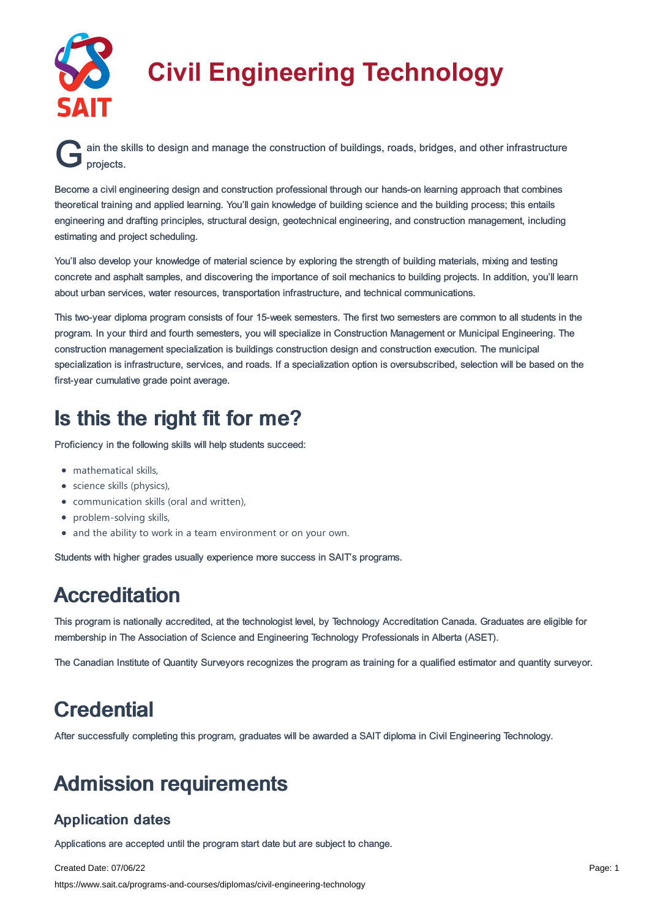# Civil Engineering Technology

Gain the skills to design and manage the construction of buildings, roads, bridges, and other infrastructure projects.

Become a civil engineering design and construction professional through our hands-on learning approach that combines theoretical training and applied learning. You'll gain knowledge of building science and the building process; this entails engineering and drafting principles, structural design, geotechnical engineering, and construction management, including estimating and project scheduling.

You'll also develop your knowledge of material science by exploring the strength of building materials, mixing and testing concrete and asphalt samples, and discovering the importance of soil mechanics to building projects. In addition, you'll learn about urban services, water resources, transportation infrastructure, and technical communications.

This two-year diploma program consists of four 15-week semesters. The first two semesters are common to all students in the program. In your third and fourth semesters, you will specialize in Construction Management or Municipal Engineering. The construction management specialization is buildings construction design and construction execution. The municipal specialization is infrastructure, services, and roads. If a specialization option is oversubscribed, selection will be based on the first-year cumulative grade point average.

## Is this the right fit for me?

Proficiency in the following skills will help students succeed:

- mathematical skills,
- science skills (physics),
- communication skills (oral and written),
- problem-solving skills,
- and the ability to work in a team environment or on your own.

Students with higher grades usually experience more success in SAIT's programs.

## Accreditation

This program is nationally accredited, at the technologist level, by Technology Accreditation Canada. Graduates are eligible for membership in The Association of Science and Engineering Technology Professionals in Alberta (ASET).

The Canadian Institute of Quantity Surveyors recognizes the program as training for a qualified estimator and quantity surveyor.

## Credential

After successfully completing this program, graduates will be awarded a SAIT diploma in Civil Engineering Technology.

## Admission requirements

### Application dates

Applications are accepted until the program start date but are subject to change.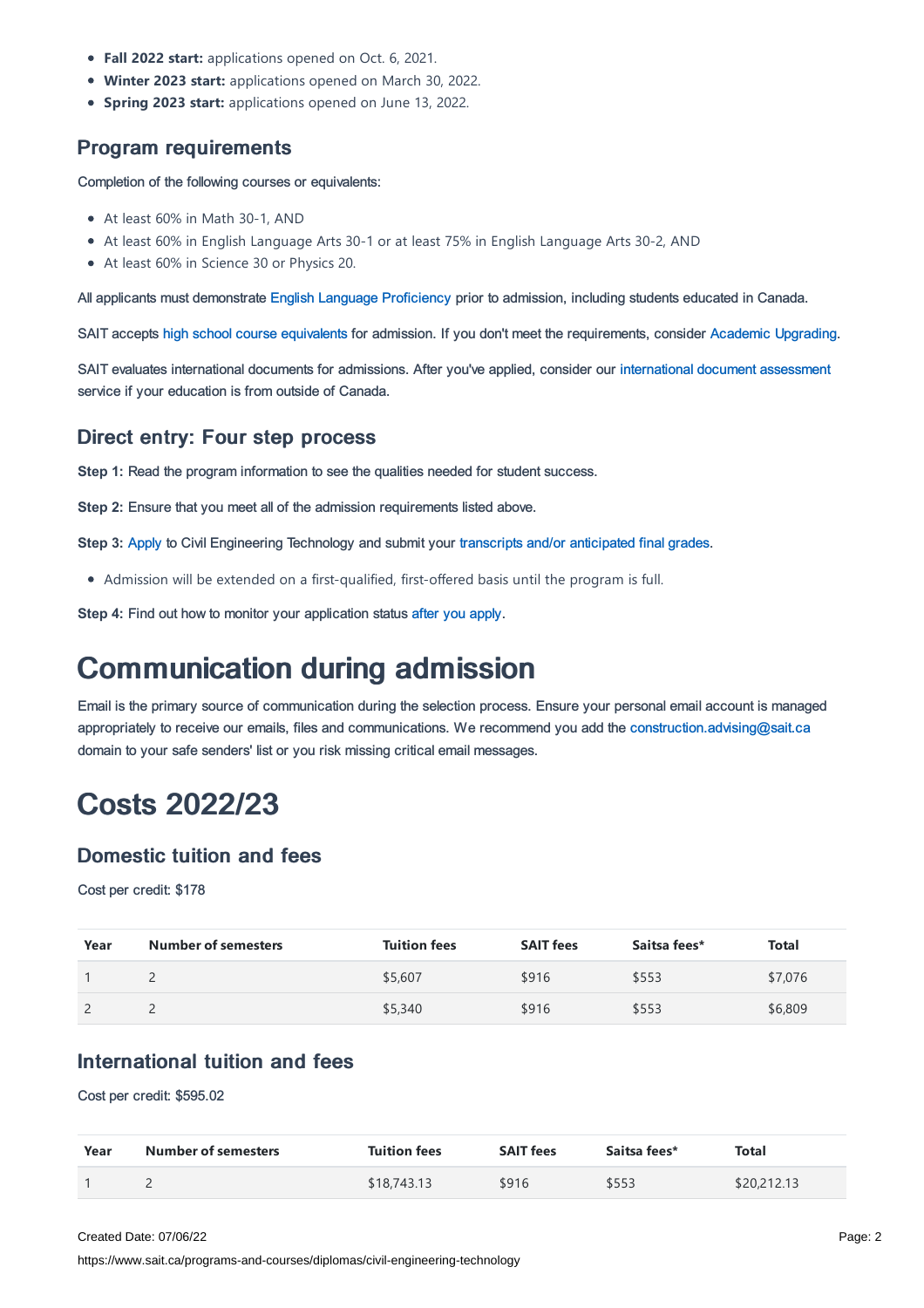- **Fall 2022 start:** applications opened on Oct. 6, 2021.
- **Winter 2023 start:** applications opened on March 30, 2022.
- **Spring 2023 start:** applications opened on June 13, 2022.

## Program requirements

Completion of the following courses or equivalents:

- At least 60% in Math 30-1, AND
- At least 60% in English Language Arts 30-1 or at least 75% in English Language Arts 30-2, AND
- At least 60% in Science 30 or Physics 20.

All applicants must demonstrate English Language Proficiency prior to admission, including students educated in Canada.

SAIT accepts high school course equivalents for admission. If you don't meet the requirements, consider Academic Upgrading.

SAIT evaluates international documents for admissions. After you've applied, consider our international document assessment service if your education is from outside of Canada.

## Direct entry: Four step process

**Step 1:** Read the program information to see the qualities needed for student success.

**Step 2:** Ensure that you meet all of the admission requirements listed above.

**Step 3:** Apply to Civil Engineering Technology and submit your transcripts and/or anticipated final grades.

- Admission will be extended on a first-qualified, first-offered basis until the program is full.

**Step 4:** Find out how to monitor your application status after you apply.

# Communication during admission

Email is the primary source of communication during the selection process. Ensure your personal email account is managed appropriately to receive our emails, files and communications. We recommend you add the construction.advising@sait.ca domain to your safe senders' list or you risk missing critical email messages.

# Costs 2022/23

## Domestic tuition and fees

Cost per credit: $178

| Year | Number of semesters | Tuition fees | SAIT fees | Saitsa fees* | Total |
|---|---|---|---|---|---|
| 1 | 2 | $5,607 | $916 | $553 | $7,076 |
| 2 | 2 | $5,340 | $916 | $553 | $6,809 |

## International tuition and fees

Cost per credit: $595.02

| Year | Number of semesters | Tuition fees | SAIT fees | Saitsa fees* | Total |
|---|---|---|---|---|---|
| 1 | 2 | $18,743.13 | $916 | $553 | $20,212.13 |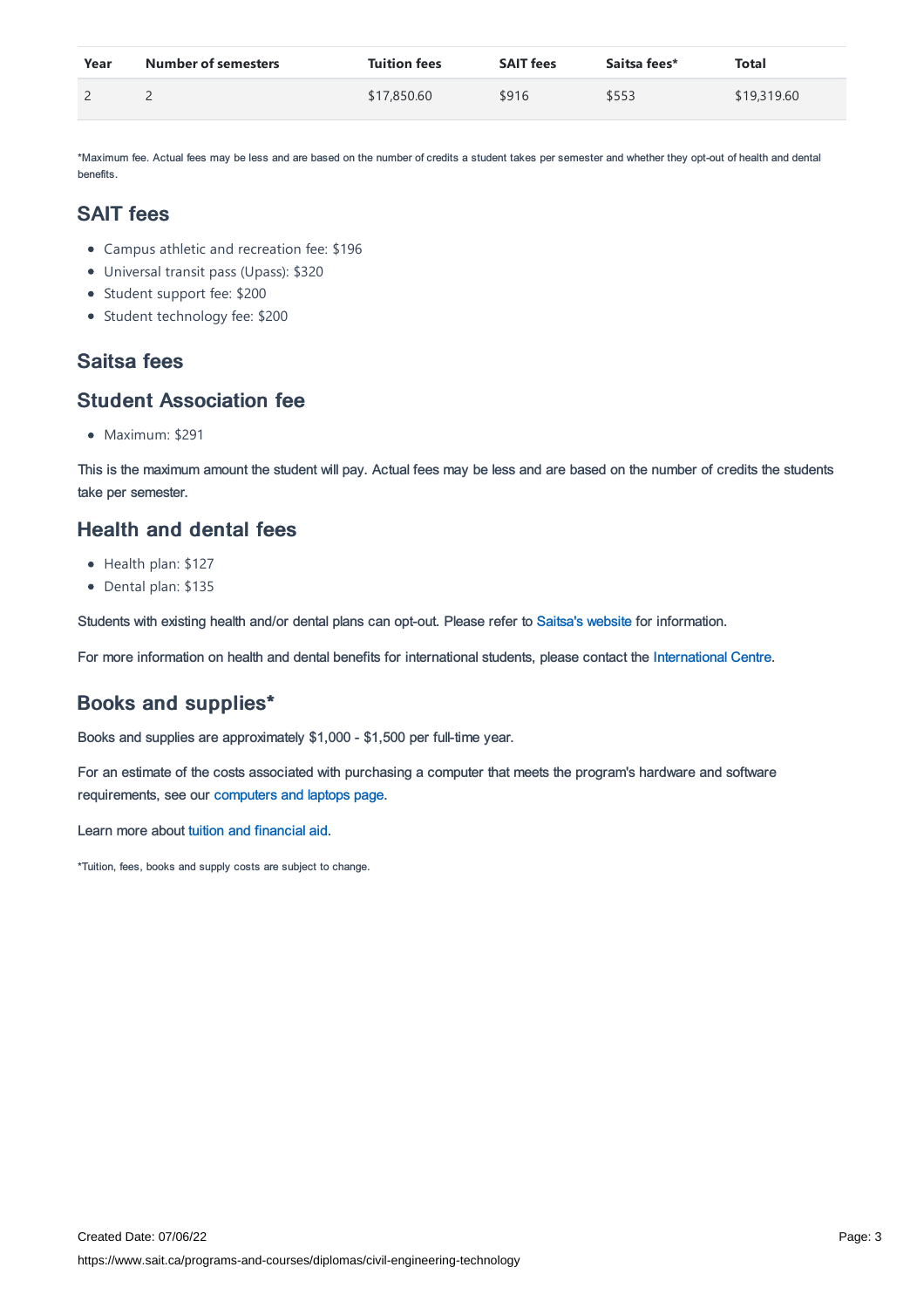| Year | Number of semesters | Tuition fees | SAIT fees | Saitsa fees* | Total |
|---|---|---|---|---|---|
| 2 | 2 | $17,850.60 | $916 | $553 | $19,319.60 |

*Maximum fee. Actual fees may be less and are based on the number of credits a student takes per semester and whether they opt-out of health and dental benefits.

## SAIT fees

- Campus athletic and recreation fee: $196
- Universal transit pass (Upass): $320
- Student support fee: $200
- Student technology fee: $200

## Saitsa fees

## Student Association fee

- Maximum: $291

This is the maximum amount the student will pay. Actual fees may be less and are based on the number of credits the students take per semester.

## Health and dental fees

- Health plan: $127
- Dental plan: $135

Students with existing health and/or dental plans can opt-out. Please refer to Saitsa's website for information.

For more information on health and dental benefits for international students, please contact the International Centre.

## Books and supplies*

Books and supplies are approximately $1,000 - $1,500 per full-time year.

For an estimate of the costs associated with purchasing a computer that meets the program's hardware and software requirements, see our computers and laptops page.

Learn more about tuition and financial aid.

*Tuition, fees, books and supply costs are subject to change.

Created Date: 07/06/22

https://www.sait.ca/programs-and-courses/diplomas/civil-engineering-technology